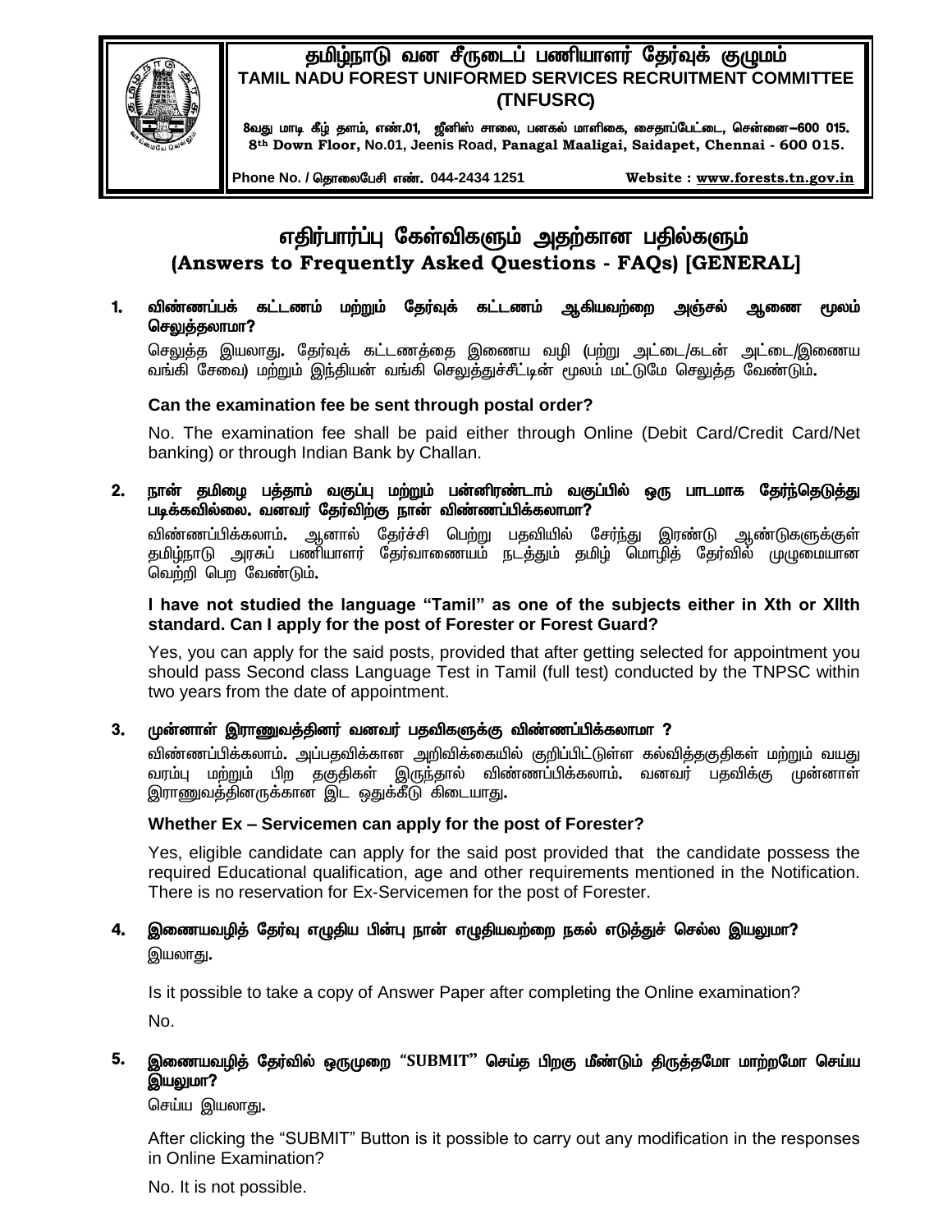# தமிழ்நாடு வன சீருடைப் பணியாளர் தேர்வுக் குழுமம்
## TAMIL NADU FOREST UNIFORMED SERVICES RECRUITMENT COMMITTEE (TNFUSRC)

8வது மாடி கீழ் தளம், எண்.01, ஜீனிஸ் சாலை, பனகல் மாளிகை, சைதாப்பேட்டை, சென்னை–600 015.
8th Down Floor, No.01, Jeenis Road, Panagal Maaligai, Saidapet, Chennai - 600 015.

Phone No. / தொலைபேசி எண். 044-2434 1251 Website : www.forests.tn.gov.in

# எதிர்பார்ப்பு கேள்விகளும் அதற்கான பதில்களும்
## (Answers to Frequently Asked Questions - FAQs) [GENERAL]

**1. விண்ணப்பக் கட்டணம் மற்றும் தேர்வுக் கட்டணம் ஆகியவற்றை அஞ்சல் ஆணை மூலம் செலுத்தலாமா?**

செலுத்த இயலாது. தேர்வுக் கட்டணத்தை இணைய வழி (பற்று அட்டை/கடன் அட்டை/இணைய வங்கி சேவை) மற்றும் இந்தியன் வங்கி செலுத்துச்சீட்டின் மூலம் மட்டுமே செலுத்த வேண்டும்.

**Can the examination fee be sent through postal order?**

No. The examination fee shall be paid either through Online (Debit Card/Credit Card/Net banking) or through Indian Bank by Challan.

**2. நான் தமிழை பத்தாம் வகுப்பு மற்றும் பன்னிரண்டாம் வகுப்பில் ஒரு பாடமாக தேர்ந்தெடுத்து படிக்கவில்லை. வனவர் தேர்விற்கு நான் விண்ணப்பிக்கலாமா?**

விண்ணப்பிக்கலாம். ஆனால் தேர்ச்சி பெற்று பதவியில் சேர்ந்து இரண்டு ஆண்டுகளுக்குள் தமிழ்நாடு அரசுப் பணியாளர் தேர்வாணையம் நடத்தும் தமிழ் மொழித் தேர்வில் முழுமையான வெற்றி பெற வேண்டும்.

**I have not studied the language "Tamil" as one of the subjects either in Xth or XIIth standard. Can I apply for the post of Forester or Forest Guard?**

Yes, you can apply for the said posts, provided that after getting selected for appointment you should pass Second class Language Test in Tamil (full test) conducted by the TNPSC within two years from the date of appointment.

**3. முன்னாள் இராணுவத்தினர் வனவர் பதவிகளுக்கு விண்ணப்பிக்கலாமா ?**

விண்ணப்பிக்கலாம். அப்பதவிக்கான அறிவிக்கையில் குறிப்பிட்டுள்ள கல்வித்தகுதிகள் மற்றும் வயது வரம்பு மற்றும் பிற தகுதிகள் இருந்தால் விண்ணப்பிக்கலாம். வனவர் பதவிக்கு முன்னாள் இராணுவத்தினருக்கான இட ஒதுக்கீடு கிடையாது.

**Whether Ex – Servicemen can apply for the post of Forester?**

Yes, eligible candidate can apply for the said post provided that the candidate possess the required Educational qualification, age and other requirements mentioned in the Notification. There is no reservation for Ex-Servicemen for the post of Forester.

**4. இணையவழித் தேர்வு எழுதிய பின்பு நான் எழுதியவற்றை நகல் எடுத்துச் செல்ல இயலுமா?**

இயலாது.

Is it possible to take a copy of Answer Paper after completing the Online examination?

No.

**5. இணையவழித் தேர்வில் ஒருமுறை "SUBMIT" செய்த பிறகு மீண்டும் திருத்தமோ மாற்றமோ செய்ய இயலுமா?**

செய்ய இயலாது.

After clicking the "SUBMIT" Button is it possible to carry out any modification in the responses in Online Examination?

No. It is not possible.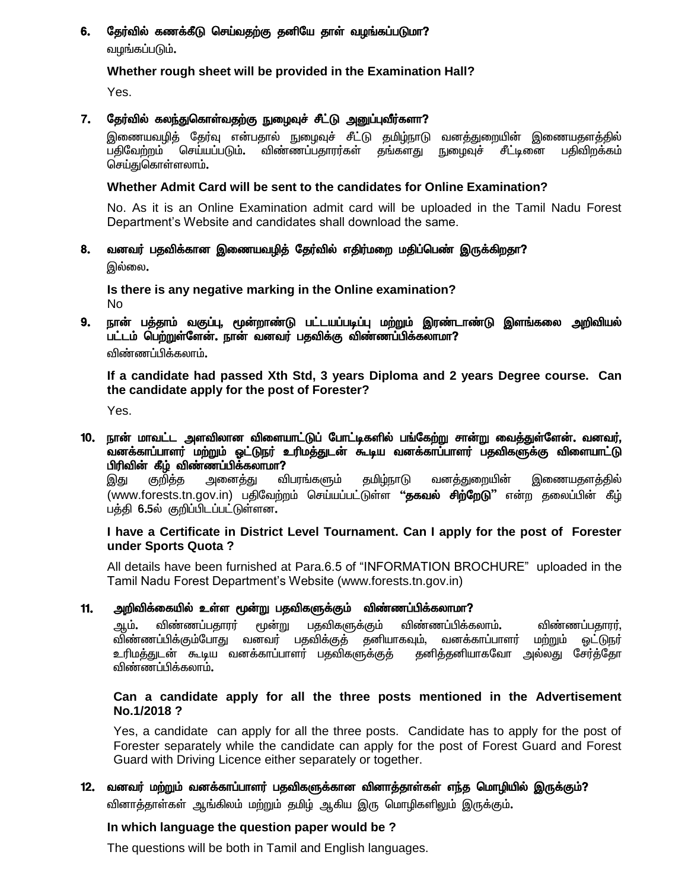**6. தேர்வில் கணக்கீடு செய்வதற்கு தனியே தாள் வழங்கப்படுமா?**

வழங்கப்படும்.

**Whether rough sheet will be provided in the Examination Hall?**

Yes.

**7. தேர்வில் கலந்துகொள்வதற்கு நுழைவுச் சீட்டு அனுப்புவீர்களா?**

இணையவழித் தேர்வு என்பதால் நுழைவுச் சீட்டு தமிழ்நாடு வனத்துறையின் இணையதளத்தில் பதிவேற்றம் செய்யப்படும். விண்ணப்பதாரர்கள் தங்களது நுழைவுச் சீட்டினை பதிவிறக்கம் செய்துகொள்ளலாம்.

**Whether Admit Card will be sent to the candidates for Online Examination?**

No. As it is an Online Examination admit card will be uploaded in the Tamil Nadu Forest Department's Website and candidates shall download the same.

**8. வனவர் பதவிக்கான இணையவழித் தேர்வில் எதிர்மறை மதிப்பெண் இருக்கிறதா?**

இல்லை.

**Is there is any negative marking in the Online examination?**

No

**9. நான் பத்தாம் வகுப்பு, மூன்றாண்டு பட்டயப்படிப்பு மற்றும் இரண்டாண்டு இளங்கலை அறிவியல் பட்டம் பெற்றுள்ளேன். நான் வனவர் பதவிக்கு விண்ணப்பிக்கலாமா?**

விண்ணப்பிக்கலாம்.

**If a candidate had passed Xth Std, 3 years Diploma and 2 years Degree course. Can the candidate apply for the post of Forester?**

Yes.

**10. நான் மாவட்ட அளவிலான விளையாட்டுப் போட்டிகளில் பங்கேற்று சான்று வைத்துள்ளேன். வனவர், வனக்காப்பாளர் மற்றும் ஓட்டுநர் உரிமத்துடன் கூடிய வனக்காப்பாளர் பதவிகளுக்கு விளையாட்டு பிரிவின் கீழ் விண்ணப்பிக்கலாமா?**

இது குறித்த அனைத்து விபரங்களும் தமிழ்நாடு வனத்துறையின் இணையதளத்தில் (www.forests.tn.gov.in) பதிவேற்றம் செய்யப்பட்டுள்ள **"தகவல் சிற்றேடு"** என்ற தலைப்பின் கீழ் பத்தி **6.5**ல் குறிப்பிடப்பட்டுள்ளன.

**I have a Certificate in District Level Tournament. Can I apply for the post of Forester under Sports Quota ?**

All details have been furnished at Para.6.5 of "INFORMATION BROCHURE" uploaded in the Tamil Nadu Forest Department's Website (www.forests.tn.gov.in)

**11. அறிவிக்கையில் உள்ள மூன்று பதவிகளுக்கும் விண்ணப்பிக்கலாமா?**

ஆம். விண்ணப்பதாரர் மூன்று பதவிகளுக்கும் விண்ணப்பிக்கலாம். விண்ணப்பதாரர், விண்ணப்பிக்கும்போது வனவர் பதவிக்குத் தனியாகவும், வனக்காப்பாளர் மற்றும் ஓட்டுநர் உரிமத்துடன் கூடிய வனக்காப்பாளர் பதவிகளுக்குத் தனித்தனியாகவோ அல்லது சேர்த்தோ விண்ணப்பிக்கலாம்.

**Can a candidate apply for all the three posts mentioned in the Advertisement No.1/2018 ?**

Yes, a candidate can apply for all the three posts. Candidate has to apply for the post of Forester separately while the candidate can apply for the post of Forest Guard and Forest Guard with Driving Licence either separately or together.

**12. வனவர் மற்றும் வனக்காப்பாளர் பதவிகளுக்கான வினாத்தாள்கள் எந்த மொழியில் இருக்கும்?**

வினாத்தாள்கள் ஆங்கிலம் மற்றும் தமிழ் ஆகிய இரு மொழிகளிலும் இருக்கும்.

**In which language the question paper would be ?**

The questions will be both in Tamil and English languages.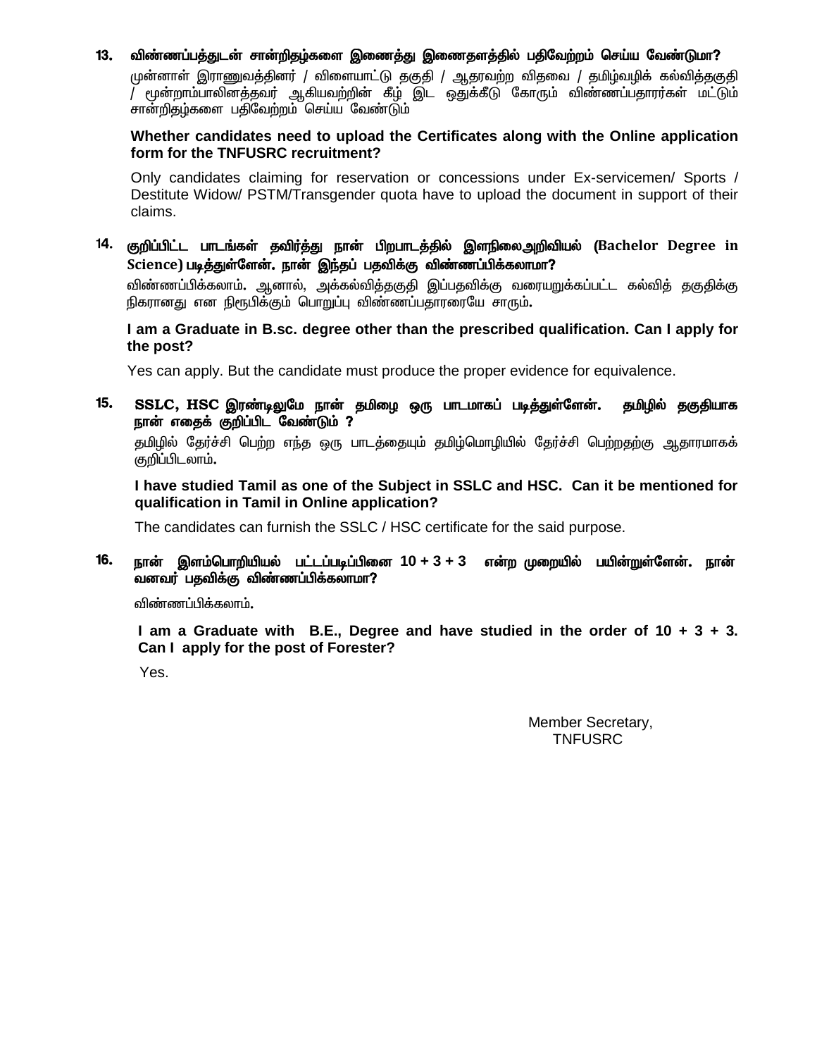**13. விண்ணப்பத்துடன் சான்றிதழ்களை இணைத்து இணைதளத்தில் பதிவேற்றம் செய்ய வேண்டுமா?**

முன்னாள் இராணுவத்தினர் / விளையாட்டு தகுதி / ஆதரவற்ற விதவை / தமிழ்வழிக் கல்வித்தகுதி / மூன்றாம்பாலினத்தவர் ஆகியவற்றின் கீழ் இட ஒதுக்கீடு கோரும் விண்ணப்பதாரர்கள் மட்டும் சான்றிதழ்களை பதிவேற்றம் செய்ய வேண்டும்

**Whether candidates need to upload the Certificates along with the Online application form for the TNFUSRC recruitment?**

Only candidates claiming for reservation or concessions under Ex-servicemen/ Sports / Destitute Widow/ PSTM/Transgender quota have to upload the document in support of their claims.

**14. குறிப்பிட்ட பாடங்கள் தவிர்த்து நான் பிறபாடத்தில் இளநிலைஅறிவியல் (Bachelor Degree in Science) படித்துள்ளேன். நான் இந்தப் பதவிக்கு விண்ணப்பிக்கலாமா?**

விண்ணப்பிக்கலாம். ஆனால், அக்கல்வித்தகுதி இப்பதவிக்கு வரையறுக்கப்பட்ட கல்வித் தகுதிக்கு நிகரானது என நிரூபிக்கும் பொறுப்பு விண்ணப்பதாரரையே சாரும்.

**I am a Graduate in B.sc. degree other than the prescribed qualification. Can I apply for the post?**

Yes can apply. But the candidate must produce the proper evidence for equivalence.

**15. SSLC, HSC இரண்டிலுமே நான் தமிழை ஒரு பாடமாகப் படித்துள்ளேன். தமிழில் தகுதியாக நான் எதைக் குறிப்பிட வேண்டும் ?**

தமிழில் தேர்ச்சி பெற்ற எந்த ஒரு பாடத்தையும் தமிழ்மொழியில் தேர்ச்சி பெற்றதற்கு ஆதாரமாகக் குறிப்பிடலாம்.

**I have studied Tamil as one of the Subject in SSLC and HSC. Can it be mentioned for qualification in Tamil in Online application?**

The candidates can furnish the SSLC / HSC certificate for the said purpose.

**16. நான் இளம்பொறியியல் பட்டப்படிப்பினை 10 + 3 + 3 என்ற முறையில் பயின்றுள்ளேன். நான் வனவர் பதவிக்கு விண்ணப்பிக்கலாமா?**

விண்ணப்பிக்கலாம்.

**I am a Graduate with B.E., Degree and have studied in the order of 10 + 3 + 3. Can I apply for the post of Forester?**

Yes.

Member Secretary,
TNFUSRC